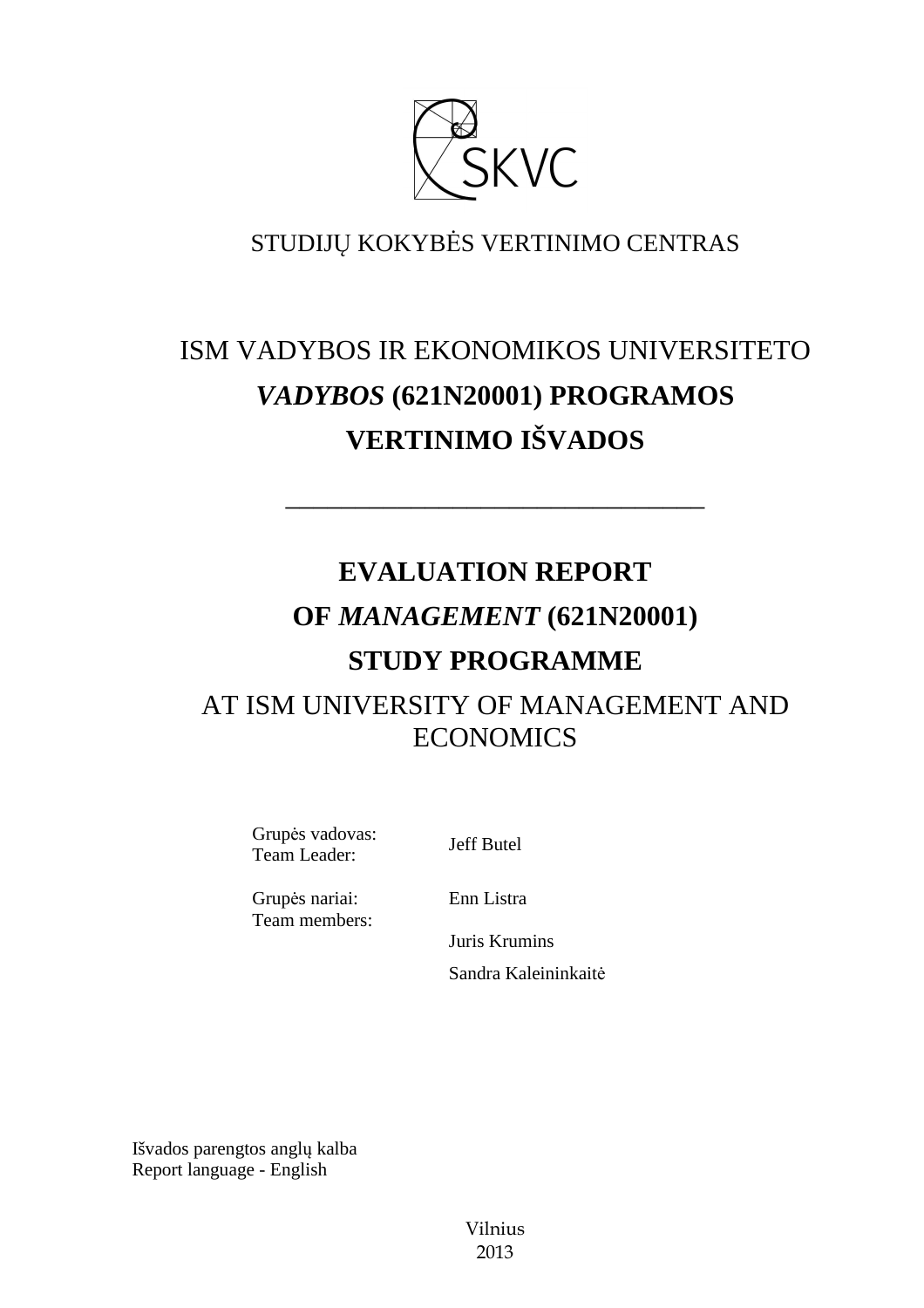SKVC

STUDIJŲ KOKYBĖS VERTINIMO CENTRAS

# ISM VADYBOS IR EKONOMIKOS UNIVERSITETO *VADYBOS* (621N20001) PROGRAMOS VERTINIMO IŠVADOS

---

# EVALUATION REPORT OF *MANAGEMENT* (621N20001) STUDY PROGRAMME

AT ISM UNIVERSITY OF MANAGEMENT AND ECONOMICS

| | |
|---|---|
| Grupės vadovas:<br>Team Leader: | Jeff Butel |
| Grupės nariai:<br>Team members: | Enn Listra |
| | Juris Krumins |
| | Sandra Kaleininkaitė |

Išvados parengtos anglų kalba
Report language - English

Vilnius
2013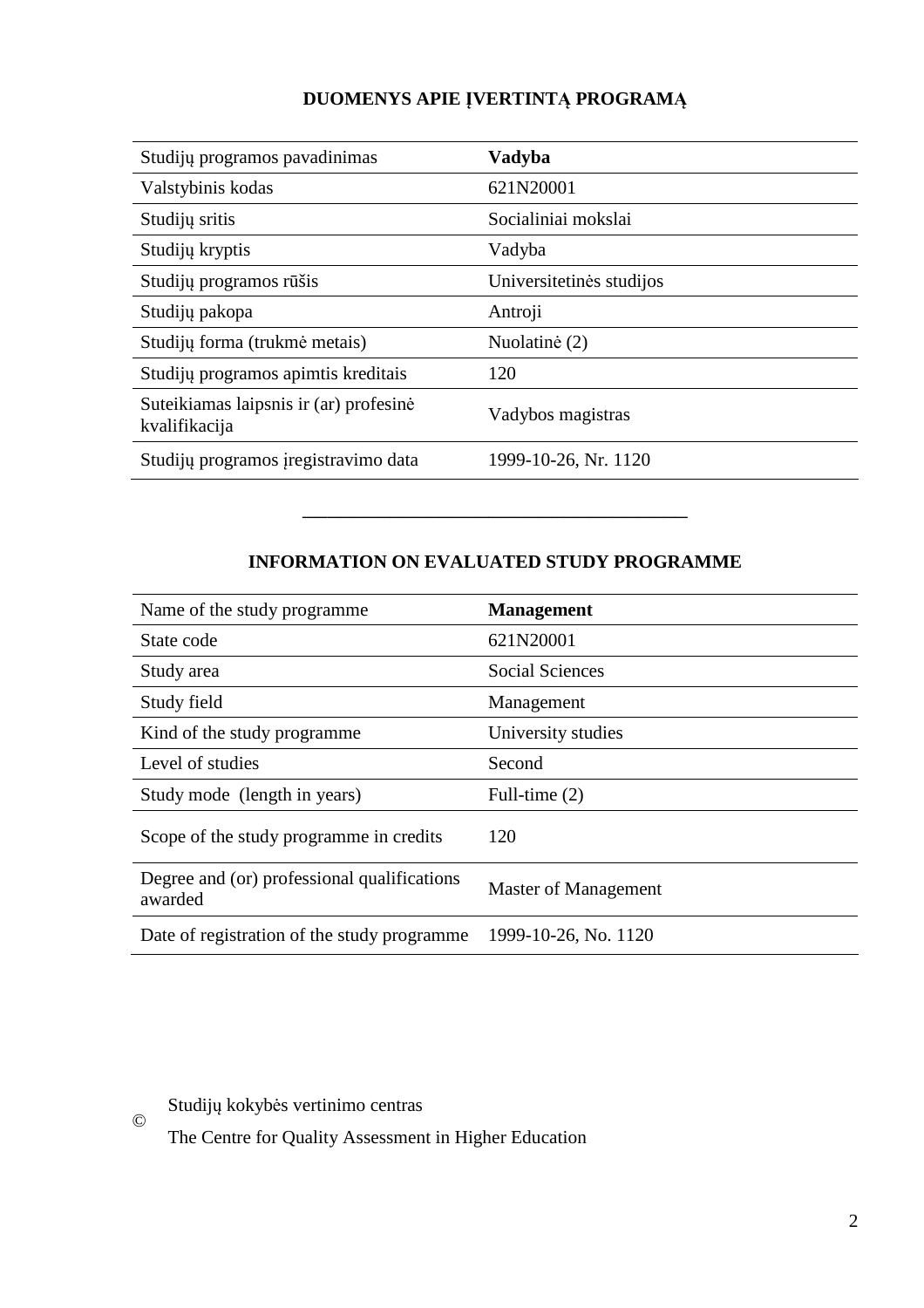## DUOMENYS APIE ĮVERTINTĄ PROGRAMĄ

| Studijų programos pavadinimas | **Vadyba** |
|---|---|
| Valstybinis kodas | 621N20001 |
| Studijų sritis | Socialiniai mokslai |
| Studijų kryptis | Vadyba |
| Studijų programos rūšis | Universitetinės studijos |
| Studijų pakopa | Antroji |
| Studijų forma (trukmė metais) | Nuolatinė (2) |
| Studijų programos apimtis kreditais | 120 |
| Suteikiamas laipsnis ir (ar) profesinė kvalifikacija | Vadybos magistras |
| Studijų programos įregistravimo data | 1999-10-26, Nr. 1120 |

---

## INFORMATION ON EVALUATED STUDY PROGRAMME

| Name of the study programme | **Management** |
|---|---|
| State code | 621N20001 |
| Study area | Social Sciences |
| Study field | Management |
| Kind of the study programme | University studies |
| Level of studies | Second |
| Study mode (length in years) | Full-time (2) |
| Scope of the study programme in credits | 120 |
| Degree and (or) professional qualifications awarded | Master of Management |
| Date of registration of the study programme | 1999-10-26, No. 1120 |

© Studijų kokybės vertinimo centras
The Centre for Quality Assessment in Higher Education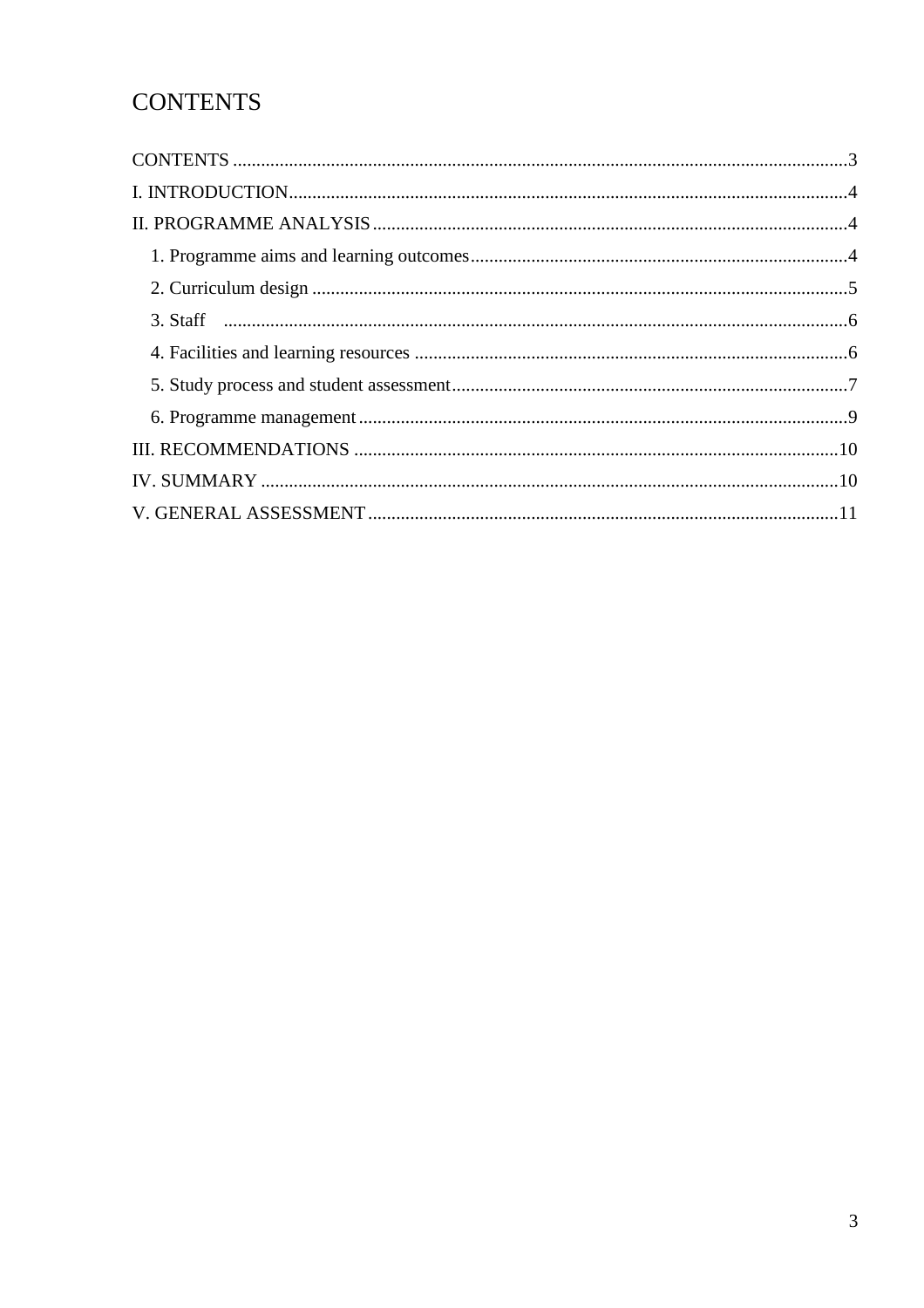# CONTENTS

CONTENTS ....................................................................................................................3

I. INTRODUCTION........................................................................................................4

II. PROGRAMME ANALYSIS ........................................................................................4

1. Programme aims and learning outcomes..................................................................4

2. Curriculum design ....................................................................................................5

3. Staff ...........................................................................................................................6

4. Facilities and learning resources ..............................................................................6

5. Study process and student assessment.......................................................................7

6. Programme management ............................................................................................9

III. RECOMMENDATIONS ..........................................................................................10

IV. SUMMARY ...............................................................................................................10

V. GENERAL ASSESSMENT .........................................................................................11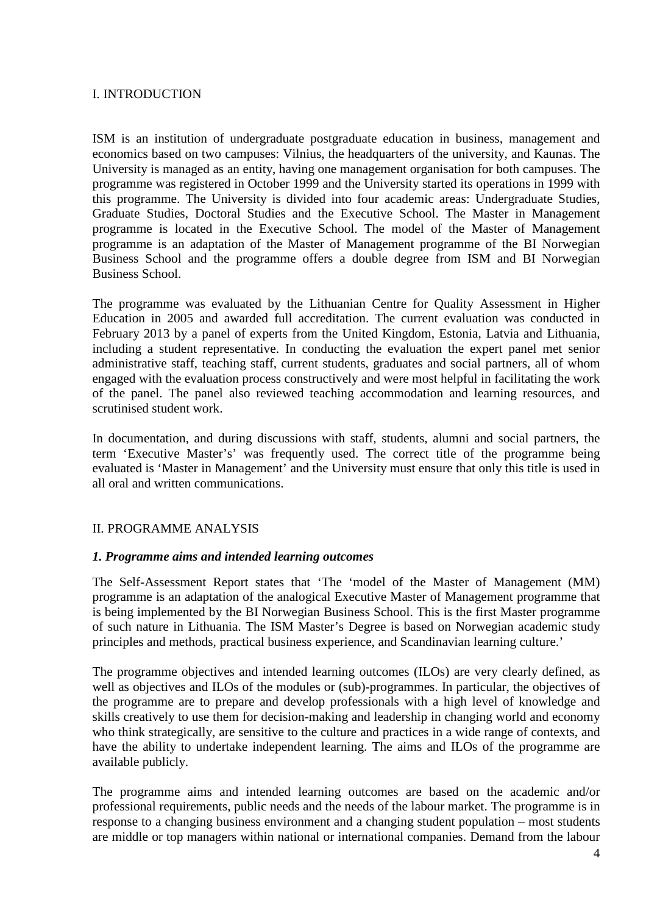## I. INTRODUCTION

ISM is an institution of undergraduate postgraduate education in business, management and economics based on two campuses: Vilnius, the headquarters of the university, and Kaunas. The University is managed as an entity, having one management organisation for both campuses. The programme was registered in October 1999 and the University started its operations in 1999 with this programme. The University is divided into four academic areas: Undergraduate Studies, Graduate Studies, Doctoral Studies and the Executive School. The Master in Management programme is located in the Executive School. The model of the Master of Management programme is an adaptation of the Master of Management programme of the BI Norwegian Business School and the programme offers a double degree from ISM and BI Norwegian Business School.

The programme was evaluated by the Lithuanian Centre for Quality Assessment in Higher Education in 2005 and awarded full accreditation. The current evaluation was conducted in February 2013 by a panel of experts from the United Kingdom, Estonia, Latvia and Lithuania, including a student representative. In conducting the evaluation the expert panel met senior administrative staff, teaching staff, current students, graduates and social partners, all of whom engaged with the evaluation process constructively and were most helpful in facilitating the work of the panel. The panel also reviewed teaching accommodation and learning resources, and scrutinised student work.

In documentation, and during discussions with staff, students, alumni and social partners, the term 'Executive Master's' was frequently used. The correct title of the programme being evaluated is 'Master in Management' and the University must ensure that only this title is used in all oral and written communications.

## II. PROGRAMME ANALYSIS

### *1. Programme aims and intended learning outcomes*

The Self-Assessment Report states that 'The 'model of the Master of Management (MM) programme is an adaptation of the analogical Executive Master of Management programme that is being implemented by the BI Norwegian Business School. This is the first Master programme of such nature in Lithuania. The ISM Master's Degree is based on Norwegian academic study principles and methods, practical business experience, and Scandinavian learning culture.'

The programme objectives and intended learning outcomes (ILOs) are very clearly defined, as well as objectives and ILOs of the modules or (sub)-programmes. In particular, the objectives of the programme are to prepare and develop professionals with a high level of knowledge and skills creatively to use them for decision-making and leadership in changing world and economy who think strategically, are sensitive to the culture and practices in a wide range of contexts, and have the ability to undertake independent learning. The aims and ILOs of the programme are available publicly.

The programme aims and intended learning outcomes are based on the academic and/or professional requirements, public needs and the needs of the labour market. The programme is in response to a changing business environment and a changing student population – most students are middle or top managers within national or international companies. Demand from the labour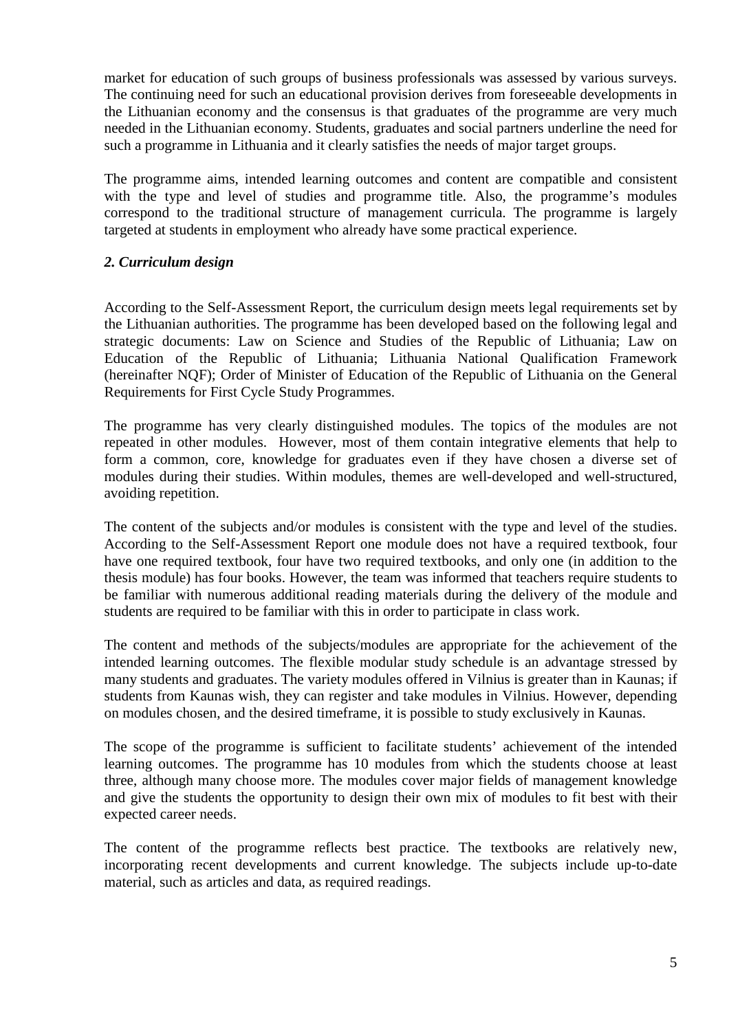market for education of such groups of business professionals was assessed by various surveys. The continuing need for such an educational provision derives from foreseeable developments in the Lithuanian economy and the consensus is that graduates of the programme are very much needed in the Lithuanian economy. Students, graduates and social partners underline the need for such a programme in Lithuania and it clearly satisfies the needs of major target groups.

The programme aims, intended learning outcomes and content are compatible and consistent with the type and level of studies and programme title. Also, the programme's modules correspond to the traditional structure of management curricula. The programme is largely targeted at students in employment who already have some practical experience.

### *2. Curriculum design*

According to the Self-Assessment Report, the curriculum design meets legal requirements set by the Lithuanian authorities. The programme has been developed based on the following legal and strategic documents: Law on Science and Studies of the Republic of Lithuania; Law on Education of the Republic of Lithuania; Lithuania National Qualification Framework (hereinafter NQF); Order of Minister of Education of the Republic of Lithuania on the General Requirements for First Cycle Study Programmes.

The programme has very clearly distinguished modules. The topics of the modules are not repeated in other modules. However, most of them contain integrative elements that help to form a common, core, knowledge for graduates even if they have chosen a diverse set of modules during their studies. Within modules, themes are well-developed and well-structured, avoiding repetition.

The content of the subjects and/or modules is consistent with the type and level of the studies. According to the Self-Assessment Report one module does not have a required textbook, four have one required textbook, four have two required textbooks, and only one (in addition to the thesis module) has four books. However, the team was informed that teachers require students to be familiar with numerous additional reading materials during the delivery of the module and students are required to be familiar with this in order to participate in class work.

The content and methods of the subjects/modules are appropriate for the achievement of the intended learning outcomes. The flexible modular study schedule is an advantage stressed by many students and graduates. The variety modules offered in Vilnius is greater than in Kaunas; if students from Kaunas wish, they can register and take modules in Vilnius. However, depending on modules chosen, and the desired timeframe, it is possible to study exclusively in Kaunas.

The scope of the programme is sufficient to facilitate students' achievement of the intended learning outcomes. The programme has 10 modules from which the students choose at least three, although many choose more. The modules cover major fields of management knowledge and give the students the opportunity to design their own mix of modules to fit best with their expected career needs.

The content of the programme reflects best practice. The textbooks are relatively new, incorporating recent developments and current knowledge. The subjects include up-to-date material, such as articles and data, as required readings.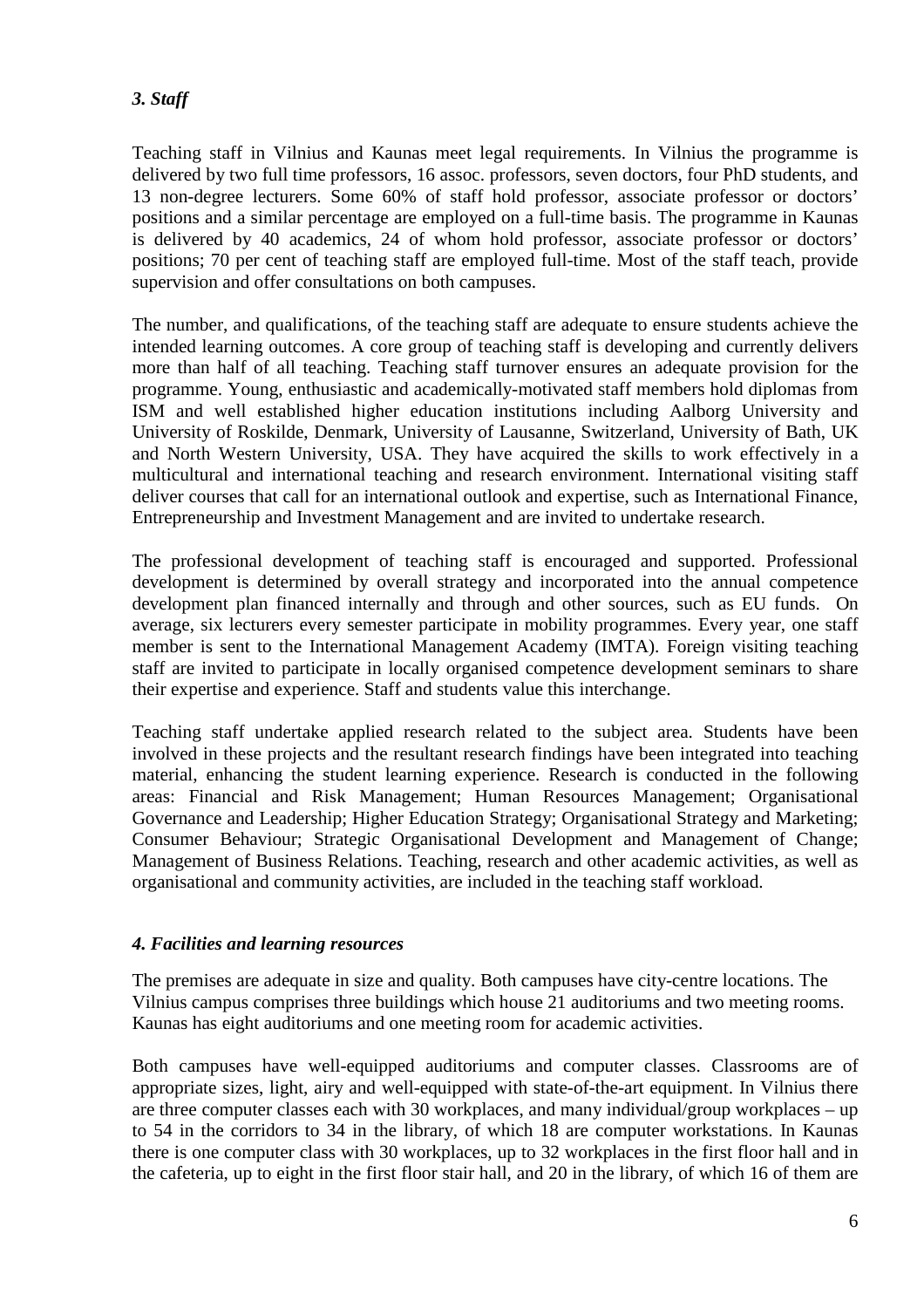### *3. Staff*

Teaching staff in Vilnius and Kaunas meet legal requirements. In Vilnius the programme is delivered by two full time professors, 16 assoc. professors, seven doctors, four PhD students, and 13 non-degree lecturers. Some 60% of staff hold professor, associate professor or doctors' positions and a similar percentage are employed on a full-time basis. The programme in Kaunas is delivered by 40 academics, 24 of whom hold professor, associate professor or doctors' positions; 70 per cent of teaching staff are employed full-time. Most of the staff teach, provide supervision and offer consultations on both campuses.

The number, and qualifications, of the teaching staff are adequate to ensure students achieve the intended learning outcomes. A core group of teaching staff is developing and currently delivers more than half of all teaching. Teaching staff turnover ensures an adequate provision for the programme. Young, enthusiastic and academically-motivated staff members hold diplomas from ISM and well established higher education institutions including Aalborg University and University of Roskilde, Denmark, University of Lausanne, Switzerland, University of Bath, UK and North Western University, USA. They have acquired the skills to work effectively in a multicultural and international teaching and research environment. International visiting staff deliver courses that call for an international outlook and expertise, such as International Finance, Entrepreneurship and Investment Management and are invited to undertake research.

The professional development of teaching staff is encouraged and supported. Professional development is determined by overall strategy and incorporated into the annual competence development plan financed internally and through and other sources, such as EU funds. On average, six lecturers every semester participate in mobility programmes. Every year, one staff member is sent to the International Management Academy (IMTA). Foreign visiting teaching staff are invited to participate in locally organised competence development seminars to share their expertise and experience. Staff and students value this interchange.

Teaching staff undertake applied research related to the subject area. Students have been involved in these projects and the resultant research findings have been integrated into teaching material, enhancing the student learning experience. Research is conducted in the following areas: Financial and Risk Management; Human Resources Management; Organisational Governance and Leadership; Higher Education Strategy; Organisational Strategy and Marketing; Consumer Behaviour; Strategic Organisational Development and Management of Change; Management of Business Relations. Teaching, research and other academic activities, as well as organisational and community activities, are included in the teaching staff workload.

### *4. Facilities and learning resources*

The premises are adequate in size and quality. Both campuses have city-centre locations. The Vilnius campus comprises three buildings which house 21 auditoriums and two meeting rooms. Kaunas has eight auditoriums and one meeting room for academic activities.

Both campuses have well-equipped auditoriums and computer classes. Classrooms are of appropriate sizes, light, airy and well-equipped with state-of-the-art equipment. In Vilnius there are three computer classes each with 30 workplaces, and many individual/group workplaces – up to 54 in the corridors to 34 in the library, of which 18 are computer workstations. In Kaunas there is one computer class with 30 workplaces, up to 32 workplaces in the first floor hall and in the cafeteria, up to eight in the first floor stair hall, and 20 in the library, of which 16 of them are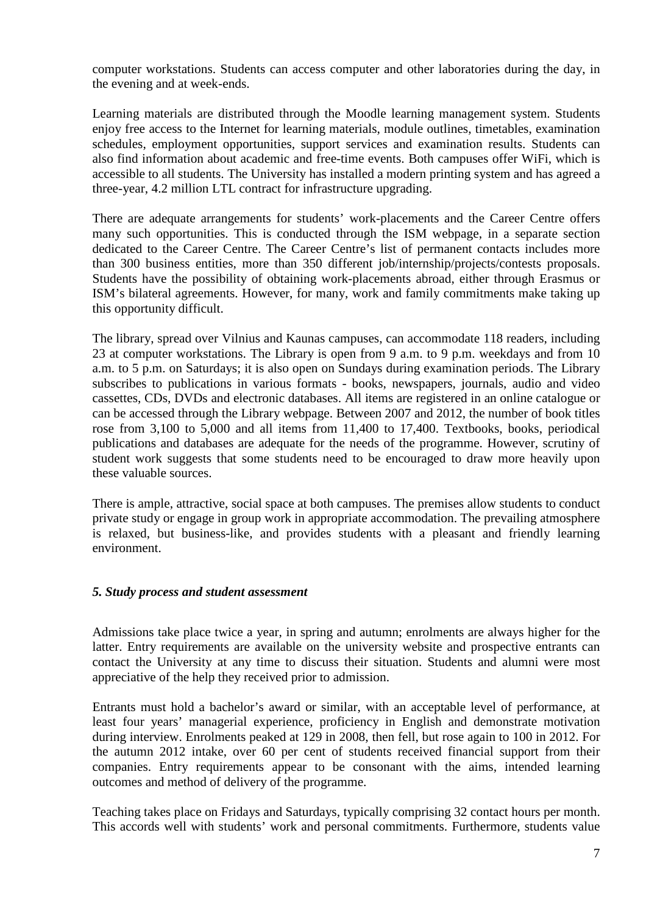computer workstations. Students can access computer and other laboratories during the day, in the evening and at week-ends.

Learning materials are distributed through the Moodle learning management system. Students enjoy free access to the Internet for learning materials, module outlines, timetables, examination schedules, employment opportunities, support services and examination results. Students can also find information about academic and free-time events. Both campuses offer WiFi, which is accessible to all students. The University has installed a modern printing system and has agreed a three-year, 4.2 million LTL contract for infrastructure upgrading.

There are adequate arrangements for students' work-placements and the Career Centre offers many such opportunities. This is conducted through the ISM webpage, in a separate section dedicated to the Career Centre. The Career Centre's list of permanent contacts includes more than 300 business entities, more than 350 different job/internship/projects/contests proposals. Students have the possibility of obtaining work-placements abroad, either through Erasmus or ISM's bilateral agreements. However, for many, work and family commitments make taking up this opportunity difficult.

The library, spread over Vilnius and Kaunas campuses, can accommodate 118 readers, including 23 at computer workstations. The Library is open from 9 a.m. to 9 p.m. weekdays and from 10 a.m. to 5 p.m. on Saturdays; it is also open on Sundays during examination periods. The Library subscribes to publications in various formats - books, newspapers, journals, audio and video cassettes, CDs, DVDs and electronic databases. All items are registered in an online catalogue or can be accessed through the Library webpage. Between 2007 and 2012, the number of book titles rose from 3,100 to 5,000 and all items from 11,400 to 17,400. Textbooks, books, periodical publications and databases are adequate for the needs of the programme. However, scrutiny of student work suggests that some students need to be encouraged to draw more heavily upon these valuable sources.

There is ample, attractive, social space at both campuses. The premises allow students to conduct private study or engage in group work in appropriate accommodation. The prevailing atmosphere is relaxed, but business-like, and provides students with a pleasant and friendly learning environment.

### *5. Study process and student assessment*

Admissions take place twice a year, in spring and autumn; enrolments are always higher for the latter. Entry requirements are available on the university website and prospective entrants can contact the University at any time to discuss their situation. Students and alumni were most appreciative of the help they received prior to admission.

Entrants must hold a bachelor's award or similar, with an acceptable level of performance, at least four years' managerial experience, proficiency in English and demonstrate motivation during interview. Enrolments peaked at 129 in 2008, then fell, but rose again to 100 in 2012. For the autumn 2012 intake, over 60 per cent of students received financial support from their companies. Entry requirements appear to be consonant with the aims, intended learning outcomes and method of delivery of the programme.

Teaching takes place on Fridays and Saturdays, typically comprising 32 contact hours per month. This accords well with students' work and personal commitments. Furthermore, students value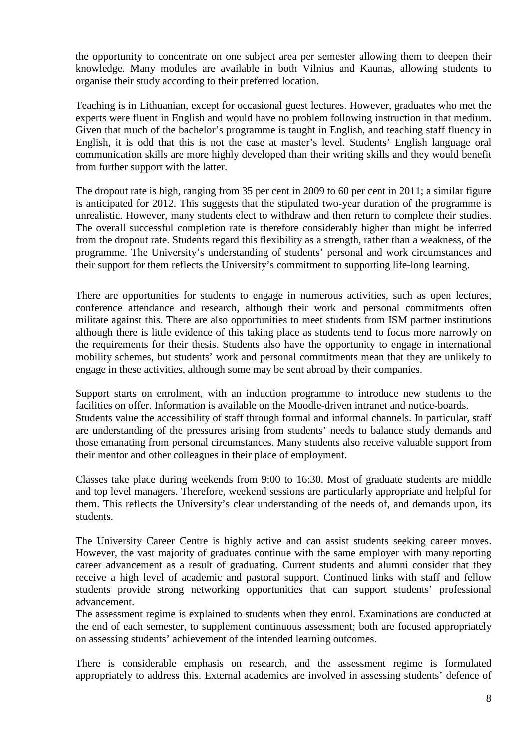the opportunity to concentrate on one subject area per semester allowing them to deepen their knowledge. Many modules are available in both Vilnius and Kaunas, allowing students to organise their study according to their preferred location.

Teaching is in Lithuanian, except for occasional guest lectures. However, graduates who met the experts were fluent in English and would have no problem following instruction in that medium. Given that much of the bachelor's programme is taught in English, and teaching staff fluency in English, it is odd that this is not the case at master's level. Students' English language oral communication skills are more highly developed than their writing skills and they would benefit from further support with the latter.

The dropout rate is high, ranging from 35 per cent in 2009 to 60 per cent in 2011; a similar figure is anticipated for 2012. This suggests that the stipulated two-year duration of the programme is unrealistic. However, many students elect to withdraw and then return to complete their studies. The overall successful completion rate is therefore considerably higher than might be inferred from the dropout rate. Students regard this flexibility as a strength, rather than a weakness, of the programme. The University's understanding of students' personal and work circumstances and their support for them reflects the University's commitment to supporting life-long learning.

There are opportunities for students to engage in numerous activities, such as open lectures, conference attendance and research, although their work and personal commitments often militate against this. There are also opportunities to meet students from ISM partner institutions although there is little evidence of this taking place as students tend to focus more narrowly on the requirements for their thesis. Students also have the opportunity to engage in international mobility schemes, but students' work and personal commitments mean that they are unlikely to engage in these activities, although some may be sent abroad by their companies.

Support starts on enrolment, with an induction programme to introduce new students to the facilities on offer. Information is available on the Moodle-driven intranet and notice-boards. Students value the accessibility of staff through formal and informal channels. In particular, staff are understanding of the pressures arising from students' needs to balance study demands and those emanating from personal circumstances. Many students also receive valuable support from their mentor and other colleagues in their place of employment.

Classes take place during weekends from 9:00 to 16:30. Most of graduate students are middle and top level managers. Therefore, weekend sessions are particularly appropriate and helpful for them. This reflects the University's clear understanding of the needs of, and demands upon, its students.

The University Career Centre is highly active and can assist students seeking career moves. However, the vast majority of graduates continue with the same employer with many reporting career advancement as a result of graduating. Current students and alumni consider that they receive a high level of academic and pastoral support. Continued links with staff and fellow students provide strong networking opportunities that can support students' professional advancement.

The assessment regime is explained to students when they enrol. Examinations are conducted at the end of each semester, to supplement continuous assessment; both are focused appropriately on assessing students' achievement of the intended learning outcomes.

There is considerable emphasis on research, and the assessment regime is formulated appropriately to address this. External academics are involved in assessing students' defence of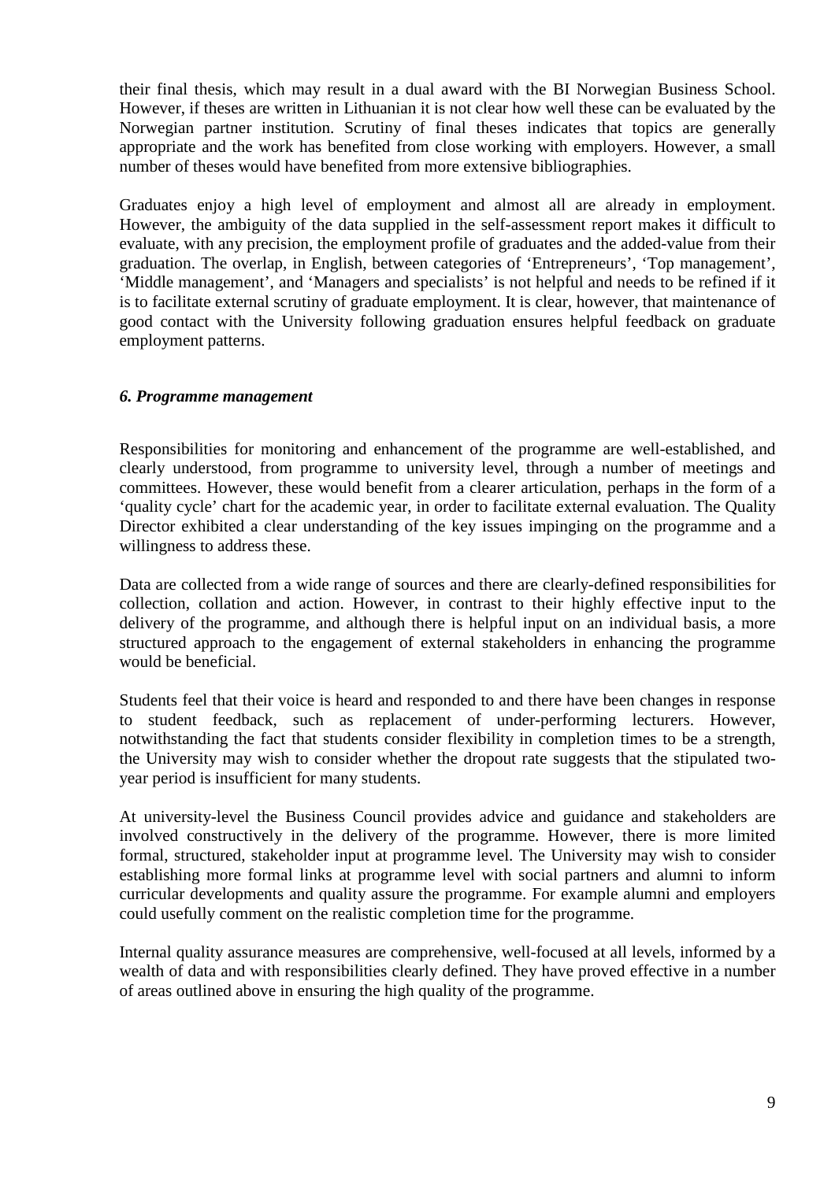their final thesis, which may result in a dual award with the BI Norwegian Business School. However, if theses are written in Lithuanian it is not clear how well these can be evaluated by the Norwegian partner institution. Scrutiny of final theses indicates that topics are generally appropriate and the work has benefited from close working with employers. However, a small number of theses would have benefited from more extensive bibliographies.

Graduates enjoy a high level of employment and almost all are already in employment. However, the ambiguity of the data supplied in the self-assessment report makes it difficult to evaluate, with any precision, the employment profile of graduates and the added-value from their graduation. The overlap, in English, between categories of 'Entrepreneurs', 'Top management', 'Middle management', and 'Managers and specialists' is not helpful and needs to be refined if it is to facilitate external scrutiny of graduate employment. It is clear, however, that maintenance of good contact with the University following graduation ensures helpful feedback on graduate employment patterns.

### *6. Programme management*

Responsibilities for monitoring and enhancement of the programme are well-established, and clearly understood, from programme to university level, through a number of meetings and committees. However, these would benefit from a clearer articulation, perhaps in the form of a 'quality cycle' chart for the academic year, in order to facilitate external evaluation. The Quality Director exhibited a clear understanding of the key issues impinging on the programme and a willingness to address these.

Data are collected from a wide range of sources and there are clearly-defined responsibilities for collection, collation and action. However, in contrast to their highly effective input to the delivery of the programme, and although there is helpful input on an individual basis, a more structured approach to the engagement of external stakeholders in enhancing the programme would be beneficial.

Students feel that their voice is heard and responded to and there have been changes in response to student feedback, such as replacement of under-performing lecturers. However, notwithstanding the fact that students consider flexibility in completion times to be a strength, the University may wish to consider whether the dropout rate suggests that the stipulated two-year period is insufficient for many students.

At university-level the Business Council provides advice and guidance and stakeholders are involved constructively in the delivery of the programme. However, there is more limited formal, structured, stakeholder input at programme level. The University may wish to consider establishing more formal links at programme level with social partners and alumni to inform curricular developments and quality assure the programme. For example alumni and employers could usefully comment on the realistic completion time for the programme.

Internal quality assurance measures are comprehensive, well-focused at all levels, informed by a wealth of data and with responsibilities clearly defined. They have proved effective in a number of areas outlined above in ensuring the high quality of the programme.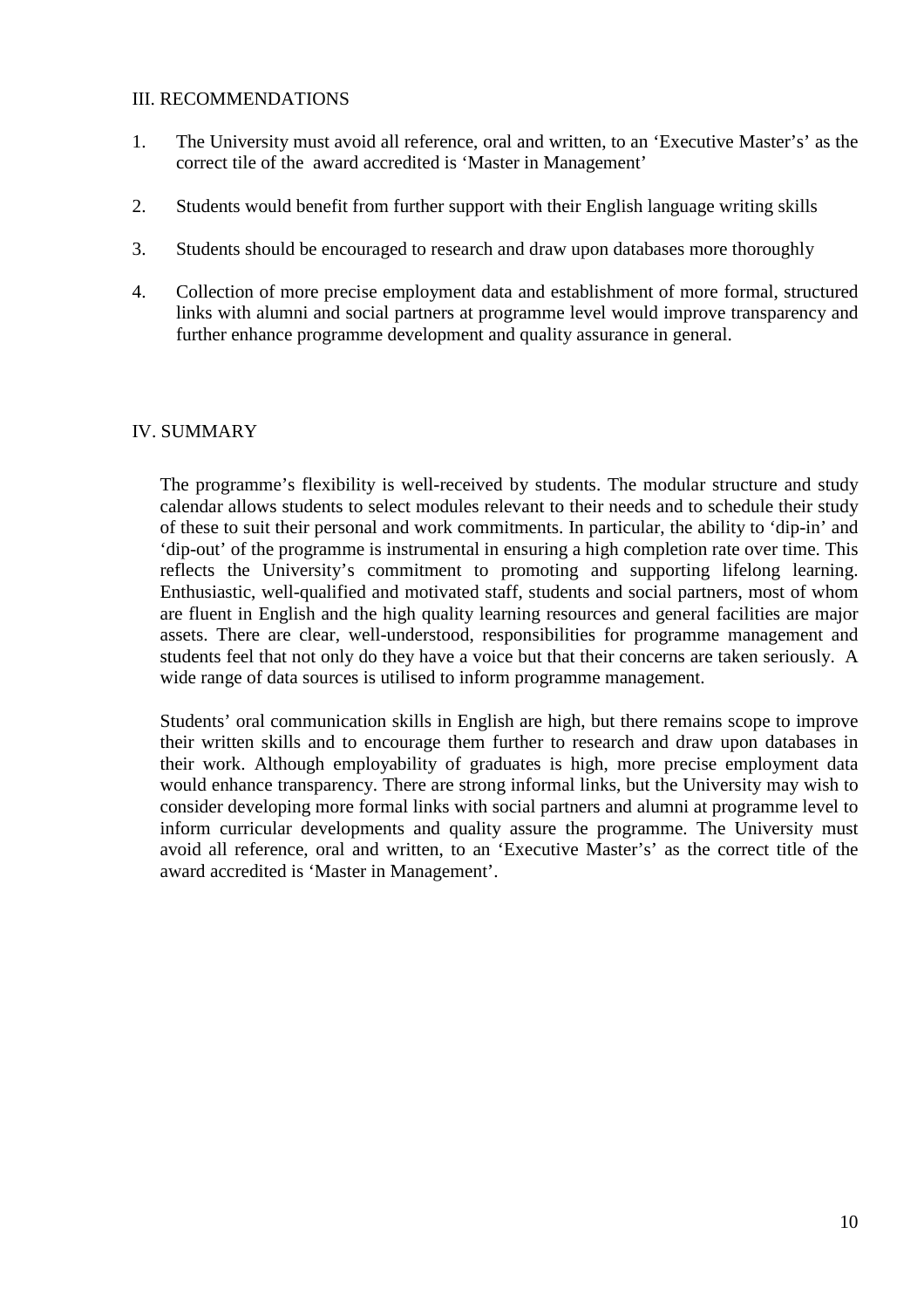## III. RECOMMENDATIONS

1. The University must avoid all reference, oral and written, to an 'Executive Master's' as the correct tile of the award accredited is 'Master in Management'

2. Students would benefit from further support with their English language writing skills

3. Students should be encouraged to research and draw upon databases more thoroughly

4. Collection of more precise employment data and establishment of more formal, structured links with alumni and social partners at programme level would improve transparency and further enhance programme development and quality assurance in general.

## IV. SUMMARY

The programme's flexibility is well-received by students. The modular structure and study calendar allows students to select modules relevant to their needs and to schedule their study of these to suit their personal and work commitments. In particular, the ability to 'dip-in' and 'dip-out' of the programme is instrumental in ensuring a high completion rate over time. This reflects the University's commitment to promoting and supporting lifelong learning. Enthusiastic, well-qualified and motivated staff, students and social partners, most of whom are fluent in English and the high quality learning resources and general facilities are major assets. There are clear, well-understood, responsibilities for programme management and students feel that not only do they have a voice but that their concerns are taken seriously. A wide range of data sources is utilised to inform programme management.

Students' oral communication skills in English are high, but there remains scope to improve their written skills and to encourage them further to research and draw upon databases in their work. Although employability of graduates is high, more precise employment data would enhance transparency. There are strong informal links, but the University may wish to consider developing more formal links with social partners and alumni at programme level to inform curricular developments and quality assure the programme. The University must avoid all reference, oral and written, to an 'Executive Master's' as the correct title of the award accredited is 'Master in Management'.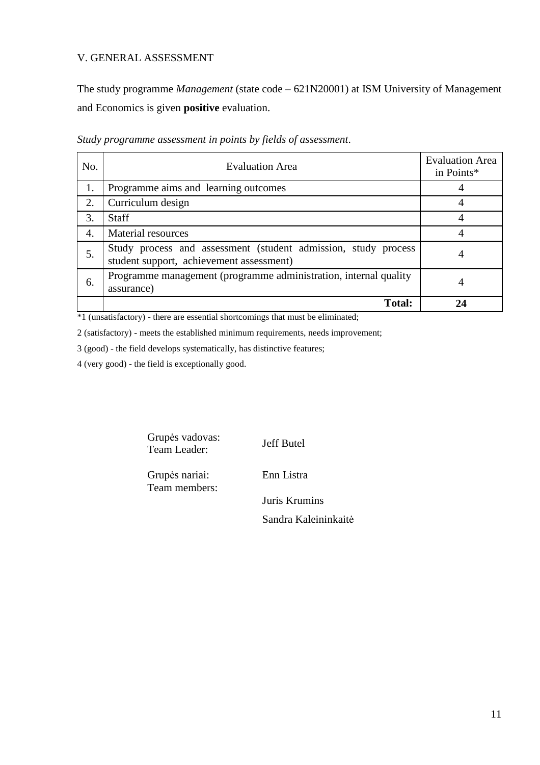## V. GENERAL ASSESSMENT

The study programme *Management* (state code – 621N20001) at ISM University of Management and Economics is given **positive** evaluation.

*Study programme assessment in points by fields of assessment*.

| No. | Evaluation Area | Evaluation Area in Points* |
|---|---|---|
| 1. | Programme aims and learning outcomes | 4 |
| 2. | Curriculum design | 4 |
| 3. | Staff | 4 |
| 4. | Material resources | 4 |
| 5. | Study process and assessment (student admission, study process student support, achievement assessment) | 4 |
| 6. | Programme management (programme administration, internal quality assurance) | 4 |
| | **Total:** | **24** |

*1 (unsatisfactory) - there are essential shortcomings that must be eliminated;

2 (satisfactory) - meets the established minimum requirements, needs improvement;

3 (good) - the field develops systematically, has distinctive features;

4 (very good) - the field is exceptionally good.

Grupės vadovas:
Team Leader: Jeff Butel

Grupės nariai:
Team members: Enn Listra

Juris Krumins

Sandra Kaleininkaitė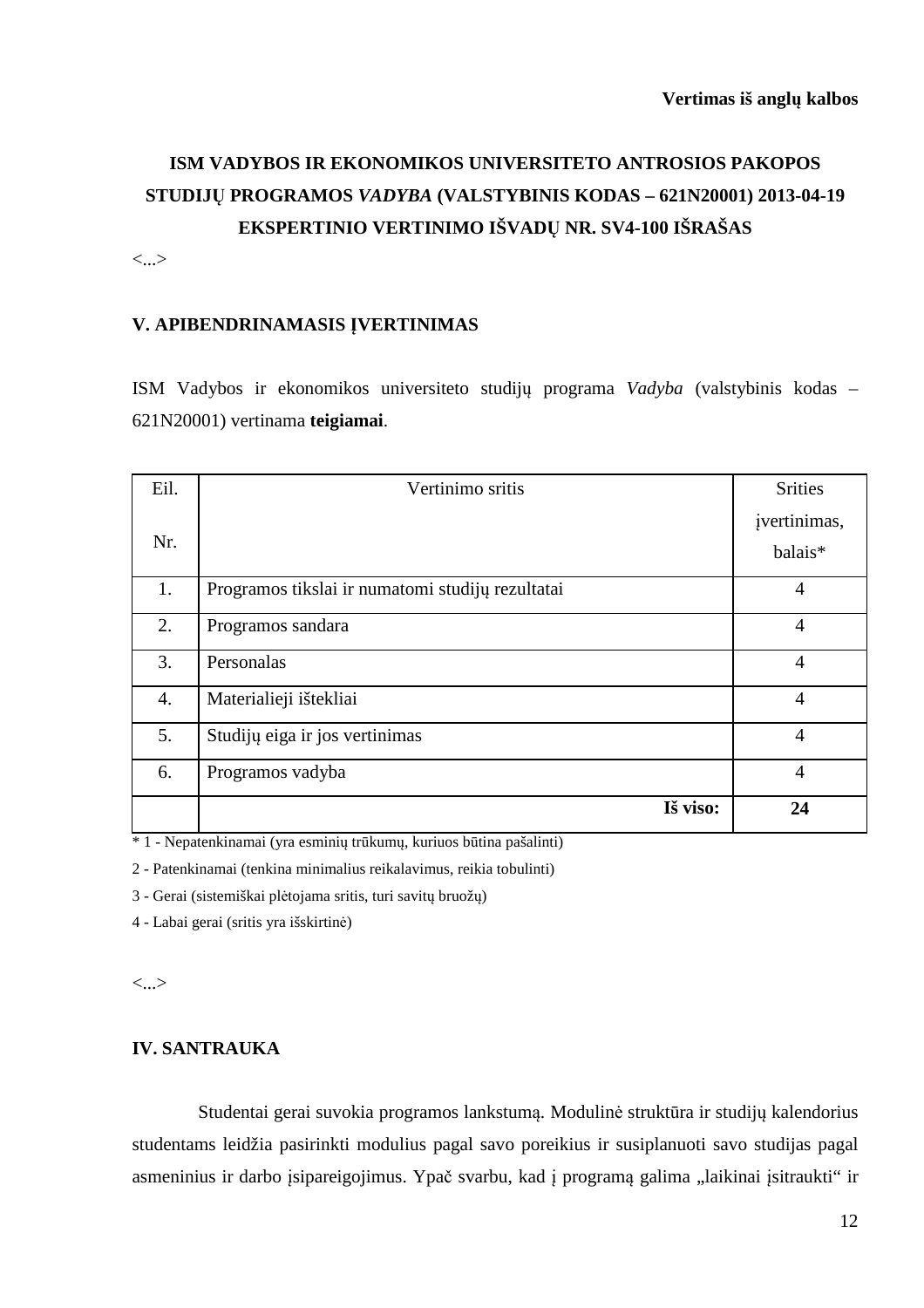**Vertimas iš anglų kalbos**

# ISM VADYBOS IR EKONOMIKOS UNIVERSITETO ANTROSIOS PAKOPOS STUDIJŲ PROGRAMOS *VADYBA* (VALSTYBINIS KODAS – 621N20001) 2013-04-19 EKSPERTINIO VERTINIMO IŠVADŲ NR. SV4-100 IŠRAŠAS

<...>

## V. APIBENDRINAMASIS ĮVERTINIMAS

ISM Vadybos ir ekonomikos universiteto studijų programa *Vadyba* (valstybinis kodas – 621N20001) vertinama **teigiamai**.

| Eil. Nr. | Vertinimo sritis | Srities įvertinimas, balais* |
|---|---|---|
| 1. | Programos tikslai ir numatomi studijų rezultatai | 4 |
| 2. | Programos sandara | 4 |
| 3. | Personalas | 4 |
| 4. | Materialieji ištekliai | 4 |
| 5. | Studijų eiga ir jos vertinimas | 4 |
| 6. | Programos vadyba | 4 |
| | **Iš viso:** | **24** |

\* 1 - Nepatenkinamai (yra esminių trūkumų, kuriuos būtina pašalinti)

2 - Patenkinamai (tenkina minimalius reikalavimus, reikia tobulinti)

3 - Gerai (sistemiškai plėtojama sritis, turi savitų bruožų)

4 - Labai gerai (sritis yra išskirtinė)

<...>

## IV. SANTRAUKA

Studentai gerai suvokia programos lankstumą. Modulinė struktūra ir studijų kalendorius studentams leidžia pasirinkti modulius pagal savo poreikius ir susiplanuoti savo studijas pagal asmeninius ir darbo įsipareigojimus. Ypač svarbu, kad į programą galima „laikinai įsitraukti“ ir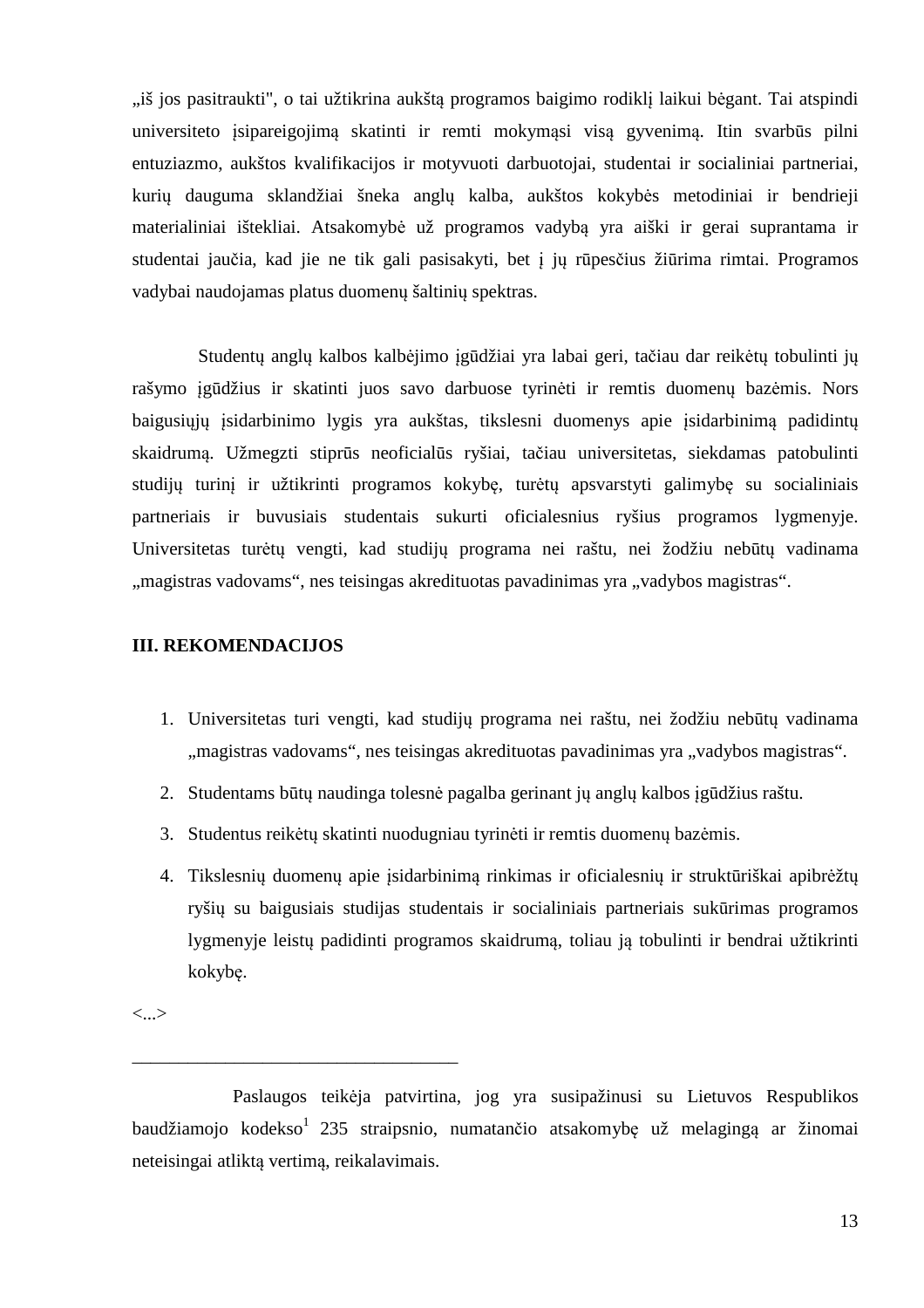„iš jos pasitraukti", o tai užtikrina aukštą programos baigimo rodiklį laikui bėgant. Tai atspindi universiteto įsipareigojimą skatinti ir remti mokymąsi visą gyvenimą. Itin svarbūs pilni entuziazmo, aukštos kvalifikacijos ir motyvuoti darbuotojai, studentai ir socialiniai partneriai, kurių dauguma sklandžiai šneka anglų kalba, aukštos kokybės metodiniai ir bendrieji materialiniai ištekliai. Atsakomybė už programos vadybą yra aiški ir gerai suprantama ir studentai jaučia, kad jie ne tik gali pasisakyti, bet į jų rūpesčius žiūrima rimtai. Programos vadybai naudojamas platus duomenų šaltinių spektras.

Studentų anglų kalbos kalbėjimo įgūdžiai yra labai geri, tačiau dar reikėtų tobulinti jų rašymo įgūdžius ir skatinti juos savo darbuose tyrinėti ir remtis duomenų bazėmis. Nors baigusiųjų įsidarbinimo lygis yra aukštas, tikslesni duomenys apie įsidarbinimą padidintų skaidrumą. Užmegzti stiprūs neoficialūs ryšiai, tačiau universitetas, siekdamas patobulinti studijų turinį ir užtikrinti programos kokybę, turėtų apsvarstyti galimybę su socialiniais partneriais ir buvusiais studentais sukurti oficialesnius ryšius programos lygmenyje. Universitetas turėtų vengti, kad studijų programa nei raštu, nei žodžiu nebūtų vadinama „magistras vadovams“, nes teisingas akredituotas pavadinimas yra „vadybos magistras“.

**III. REKOMENDACIJOS**

1. Universitetas turi vengti, kad studijų programa nei raštu, nei žodžiu nebūtų vadinama „magistras vadovams“, nes teisingas akredituotas pavadinimas yra „vadybos magistras“.
2. Studentams būtų naudinga tolesnė pagalba gerinant jų anglų kalbos įgūdžius raštu.
3. Studentus reikėtų skatinti nuodugniau tyrinėti ir remtis duomenų bazėmis.
4. Tikslesnių duomenų apie įsidarbinimą rinkimas ir oficialesnių ir struktūriškai apibrėžtų ryšių su baigusiais studijas studentais ir socialiniais partneriais sukūrimas programos lygmenyje leistų padidinti programos skaidrumą, toliau ją tobulinti ir bendrai užtikrinti kokybę.

<...>

___________________________________

Paslaugos teikėja patvirtina, jog yra susipažinusi su Lietuvos Respublikos baudžiamojo kodekso[1] 235 straipsnio, numatančio atsakomybę už melagingą ar žinomai neteisingai atliktą vertimą, reikalavimais.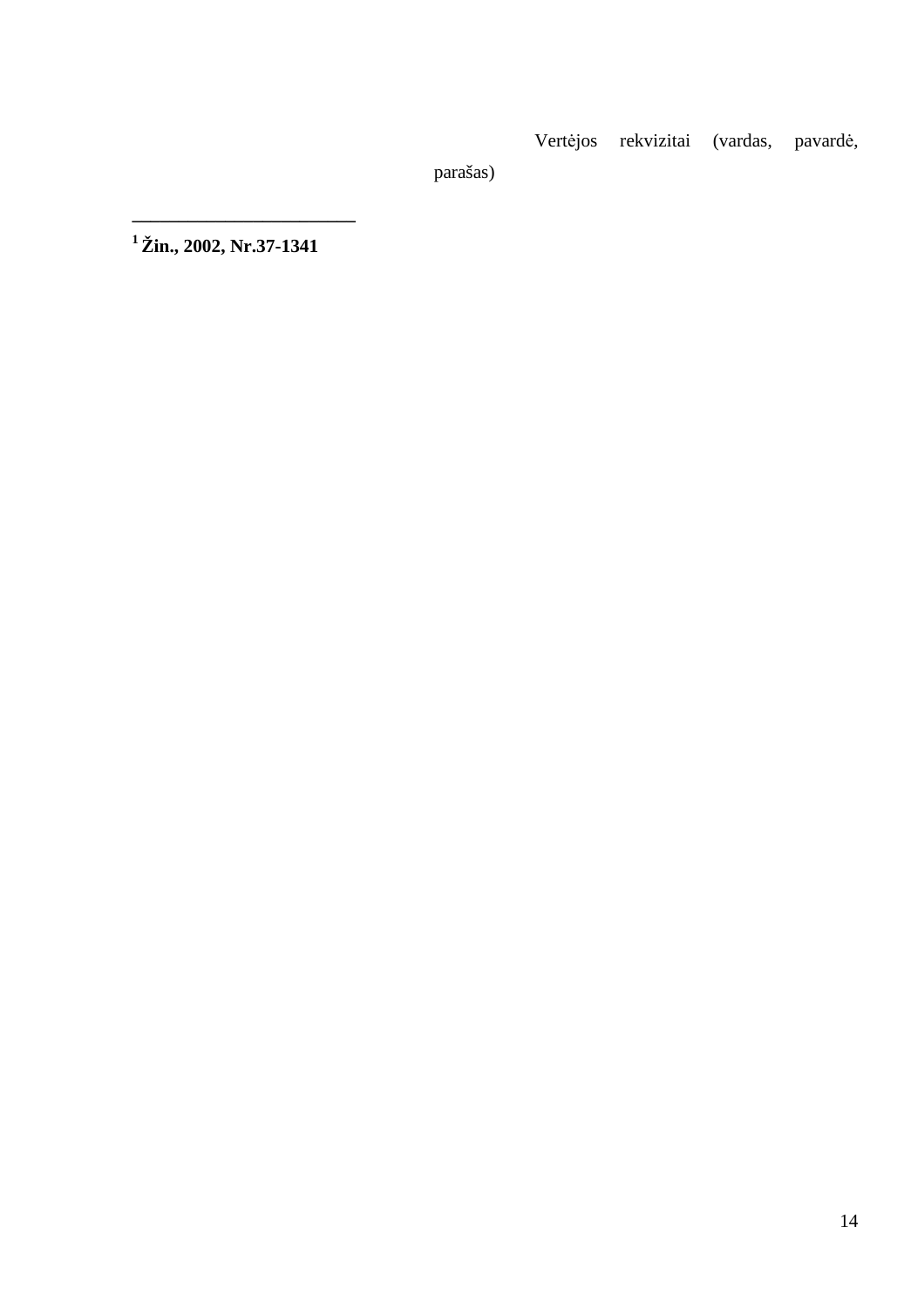Vertėjos rekvizitai (vardas, pavardė, parašas)

---

[1] **Žin., 2002, Nr.37-1341**